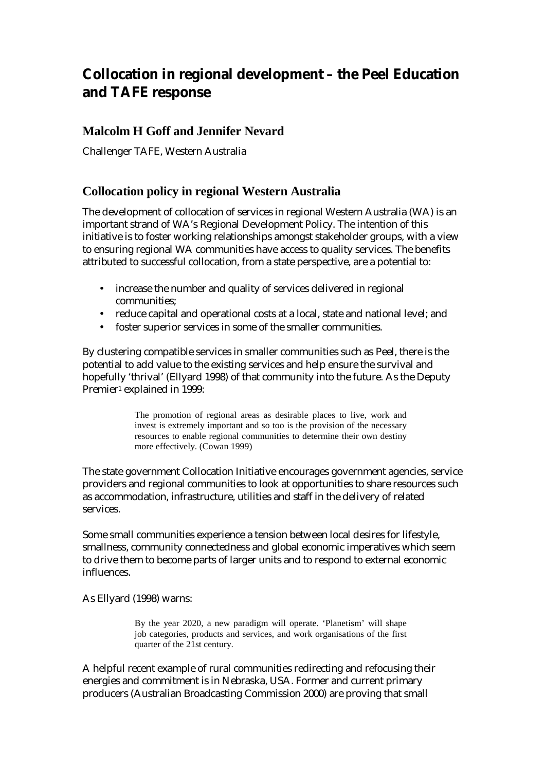# Collocation in regional development – the Peel Education and TAFE response

## Malcolm H Goff and Jennifer Nevard

Challenger TAFE, Western Australia

## Collocation policy in regional Western Australia

The development of collocation of services in regional Western Australia (WA) is an important strand of WA's Regional Development Policy. The intention of this initiative is to foster working relationships amongst stakeholder groups, with a view to ensuring regional WA communities have access to quality services. The benefits attributed to successful collocation, from a state perspective, are a potential to:

- increase the number and quality of services delivered in regional communities;
- reduce capital and operational costs at a local, state and national level; and
- foster superior services in some of the smaller communities.

By clustering compatible services in smaller communities such as Peel, there is the potential to add value to the existing services and help ensure the survival and hopefully 'thrival' (Ellyard 1998) of that community into the future. As the Deputy Premier[1] explained in 1999:

> The promotion of regional areas as desirable places to live, work and invest is extremely important and so too is the provision of the necessary resources to enable regional communities to determine their own destiny more effectively. (Cowan 1999)

The state government Collocation Initiative encourages government agencies, service providers and regional communities to look at opportunities to share resources such as accommodation, infrastructure, utilities and staff in the delivery of related services.

Some small communities experience a tension between local desires for lifestyle, smallness, community connectedness and global economic imperatives which seem to drive them to become parts of larger units and to respond to external economic influences.

As Ellyard (1998) warns:

> By the year 2020, a new paradigm will operate. 'Planetism' will shape job categories, products and services, and work organisations of the first quarter of the 21st century.

A helpful recent example of rural communities redirecting and refocusing their energies and commitment is in Nebraska, USA. Former and current primary producers (Australian Broadcasting Commission 2000) are proving that small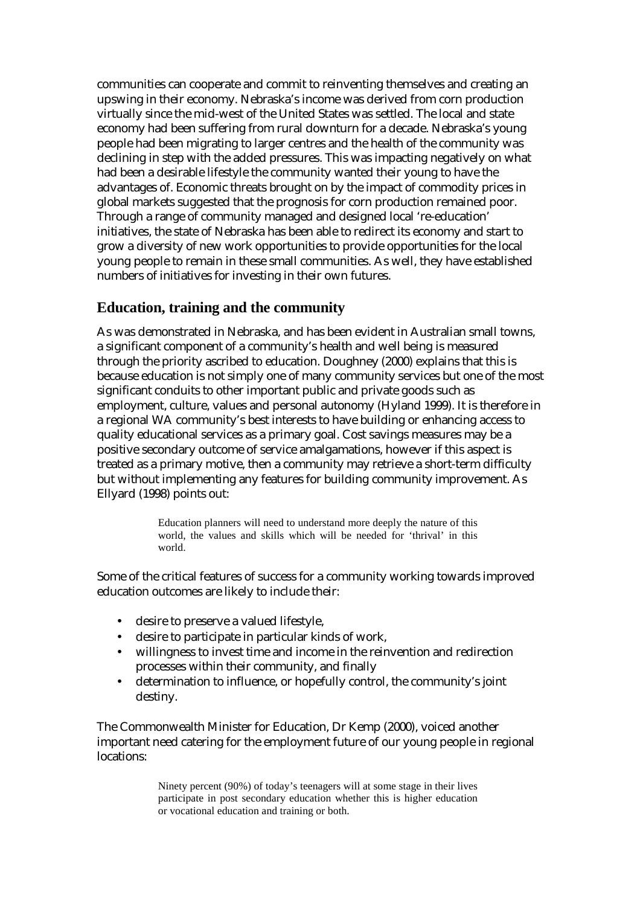communities can cooperate and commit to reinventing themselves and creating an upswing in their economy. Nebraska's income was derived from corn production virtually since the mid-west of the United States was settled. The local and state economy had been suffering from rural downturn for a decade. Nebraska's young people had been migrating to larger centres and the health of the community was declining in step with the added pressures. This was impacting negatively on what had been a desirable lifestyle the community wanted their young to have the advantages of. Economic threats brought on by the impact of commodity prices in global markets suggested that the prognosis for corn production remained poor. Through a range of community managed and designed local 're-education' initiatives, the state of Nebraska has been able to redirect its economy and start to grow a diversity of new work opportunities to provide opportunities for the local young people to remain in these small communities. As well, they have established numbers of initiatives for investing in their own futures.

## Education, training and the community

As was demonstrated in Nebraska, and has been evident in Australian small towns, a significant component of a community's health and well being is measured through the priority ascribed to education. Doughney (2000) explains that this is because education is not simply one of many community services but one of the most significant conduits to other important public and private goods such as employment, culture, values and personal autonomy (Hyland 1999). It is therefore in a regional WA community's best interests to have building or enhancing access to quality educational services as a primary goal. Cost savings measures may be a positive secondary outcome of service amalgamations, however if this aspect is treated as a primary motive, then a community may retrieve a short-term difficulty but without implementing any features for building community improvement. As Ellyard (1998) points out:

> Education planners will need to understand more deeply the nature of this world, the values and skills which will be needed for 'thrival' in this world.

Some of the critical features of success for a community working towards improved education outcomes are likely to include their:

- desire to preserve a valued lifestyle,
- desire to participate in particular kinds of work,
- willingness to invest time and income in the reinvention and redirection processes within their community, and finally
- determination to influence, or hopefully control, the community's joint destiny.

The Commonwealth Minister for Education, Dr Kemp (2000), voiced another important need catering for the employment future of our young people in regional locations:

> Ninety percent (90%) of today's teenagers will at some stage in their lives participate in post secondary education whether this is higher education or vocational education and training or both.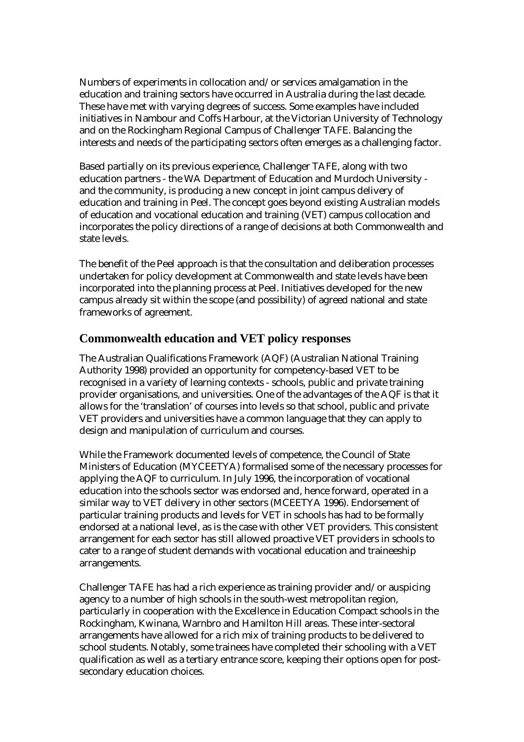Numbers of experiments in collocation and/or services amalgamation in the education and training sectors have occurred in Australia during the last decade. These have met with varying degrees of success. Some examples have included initiatives in Nambour and Coffs Harbour, at the Victorian University of Technology and on the Rockingham Regional Campus of Challenger TAFE. Balancing the interests and needs of the participating sectors often emerges as a challenging factor.

Based partially on its previous experience, Challenger TAFE, along with two education partners - the WA Department of Education and Murdoch University - and the community, is producing a new concept in joint campus delivery of education and training in Peel. The concept goes beyond existing Australian models of education and vocational education and training (VET) campus collocation and incorporates the policy directions of a range of decisions at both Commonwealth and state levels.

The benefit of the Peel approach is that the consultation and deliberation processes undertaken for policy development at Commonwealth and state levels have been incorporated into the planning process at Peel. Initiatives developed for the new campus already sit within the scope (and possibility) of agreed national and state frameworks of agreement.

## Commonwealth education and VET policy responses

The Australian Qualifications Framework (AQF) (Australian National Training Authority 1998) provided an opportunity for competency-based VET to be recognised in a variety of learning contexts - schools, public and private training provider organisations, and universities. One of the advantages of the AQF is that it allows for the 'translation' of courses into levels so that school, public and private VET providers and universities have a common language that they can apply to design and manipulation of curriculum and courses.

While the Framework documented levels of competence, the Council of State Ministers of Education (MYCEETYA) formalised some of the necessary processes for applying the AQF to curriculum. In July 1996, the incorporation of vocational education into the schools sector was endorsed and, hence forward, operated in a similar way to VET delivery in other sectors (MCEETYA 1996). Endorsement of particular training products and levels for VET in schools has had to be formally endorsed at a national level, as is the case with other VET providers. This consistent arrangement for each sector has still allowed proactive VET providers in schools to cater to a range of student demands with vocational education and traineeship arrangements.

Challenger TAFE has had a rich experience as training provider and/or auspicing agency to a number of high schools in the south-west metropolitan region, particularly in cooperation with the Excellence in Education Compact schools in the Rockingham, Kwinana, Warnbro and Hamilton Hill areas. These inter-sectoral arrangements have allowed for a rich mix of training products to be delivered to school students. Notably, some trainees have completed their schooling with a VET qualification as well as a tertiary entrance score, keeping their options open for post-secondary education choices.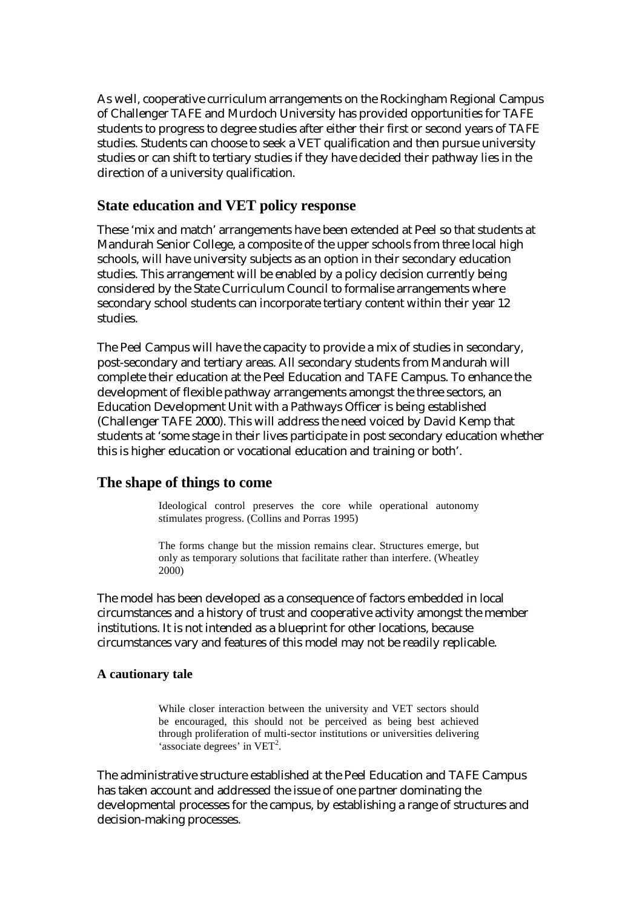As well, cooperative curriculum arrangements on the Rockingham Regional Campus of Challenger TAFE and Murdoch University has provided opportunities for TAFE students to progress to degree studies after either their first or second years of TAFE studies. Students can choose to seek a VET qualification and then pursue university studies or can shift to tertiary studies if they have decided their pathway lies in the direction of a university qualification.

## State education and VET policy response

These 'mix and match' arrangements have been extended at Peel so that students at Mandurah Senior College, a composite of the upper schools from three local high schools, will have university subjects as an option in their secondary education studies. This arrangement will be enabled by a policy decision currently being considered by the State Curriculum Council to formalise arrangements where secondary school students can incorporate tertiary content within their year 12 studies.

The Peel Campus will have the capacity to provide a mix of studies in secondary, post-secondary and tertiary areas. All secondary students from Mandurah will complete their education at the Peel Education and TAFE Campus. To enhance the development of flexible pathway arrangements amongst the three sectors, an Education Development Unit with a Pathways Officer is being established (Challenger TAFE 2000). This will address the need voiced by David Kemp that students at 'some stage in their lives participate in post secondary education whether this is higher education or vocational education and training or both'.

## The shape of things to come

> Ideological control preserves the core while operational autonomy stimulates progress. (Collins and Porras 1995)

> The forms change but the mission remains clear. Structures emerge, but only as temporary solutions that facilitate rather than interfere. (Wheatley 2000)

The model has been developed as a consequence of factors embedded in local circumstances and a history of trust and cooperative activity amongst the member institutions. It is not intended as a blueprint for other locations, because circumstances vary and features of this model may not be readily replicable.

### A cautionary tale

> While closer interaction between the university and VET sectors should be encouraged, this should not be perceived as being best achieved through proliferation of multi-sector institutions or universities delivering 'associate degrees' in VET[2].

The administrative structure established at the Peel Education and TAFE Campus has taken account and addressed the issue of one partner dominating the developmental processes for the campus, by establishing a range of structures and decision-making processes.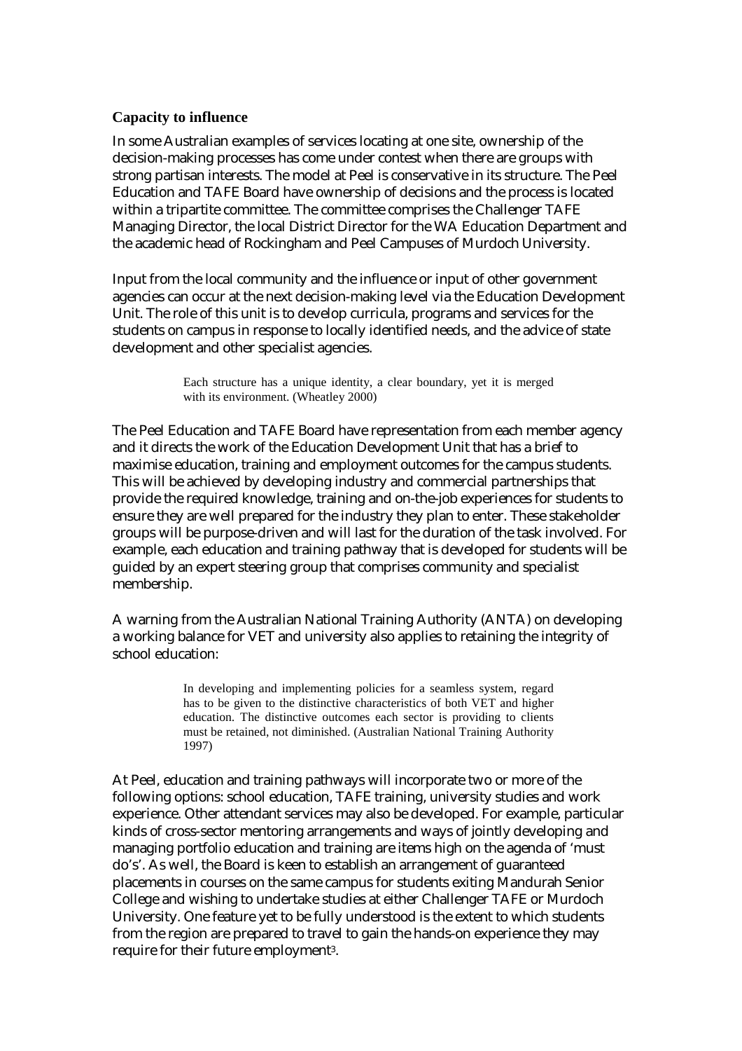### Capacity to influence

In some Australian examples of services locating at one site, ownership of the decision-making processes has come under contest when there are groups with strong partisan interests. The model at Peel is conservative in its structure. The Peel Education and TAFE Board have ownership of decisions and the process is located within a tripartite committee. The committee comprises the Challenger TAFE Managing Director, the local District Director for the WA Education Department and the academic head of Rockingham and Peel Campuses of Murdoch University.

Input from the local community and the influence or input of other government agencies can occur at the next decision-making level via the Education Development Unit. The role of this unit is to develop curricula, programs and services for the students on campus in response to locally identified needs, and the advice of state development and other specialist agencies.

> Each structure has a unique identity, a clear boundary, yet it is merged with its environment. (Wheatley 2000)

The Peel Education and TAFE Board have representation from each member agency and it directs the work of the Education Development Unit that has a brief to maximise education, training and employment outcomes for the campus students. This will be achieved by developing industry and commercial partnerships that provide the required knowledge, training and on-the-job experiences for students to ensure they are well prepared for the industry they plan to enter. These stakeholder groups will be purpose-driven and will last for the duration of the task involved. For example, each education and training pathway that is developed for students will be guided by an expert steering group that comprises community and specialist membership.

A warning from the Australian National Training Authority (ANTA) on developing a working balance for VET and university also applies to retaining the integrity of school education:

> In developing and implementing policies for a seamless system, regard has to be given to the distinctive characteristics of both VET and higher education. The distinctive outcomes each sector is providing to clients must be retained, not diminished. (Australian National Training Authority 1997)

At Peel, education and training pathways will incorporate two or more of the following options: school education, TAFE training, university studies and work experience. Other attendant services may also be developed. For example, particular kinds of cross-sector mentoring arrangements and ways of jointly developing and managing portfolio education and training are items high on the agenda of 'must do's'. As well, the Board is keen to establish an arrangement of guaranteed placements in courses on the same campus for students exiting Mandurah Senior College and wishing to undertake studies at either Challenger TAFE or Murdoch University. One feature yet to be fully understood is the extent to which students from the region are prepared to travel to gain the hands-on experience they may require for their future employment[3].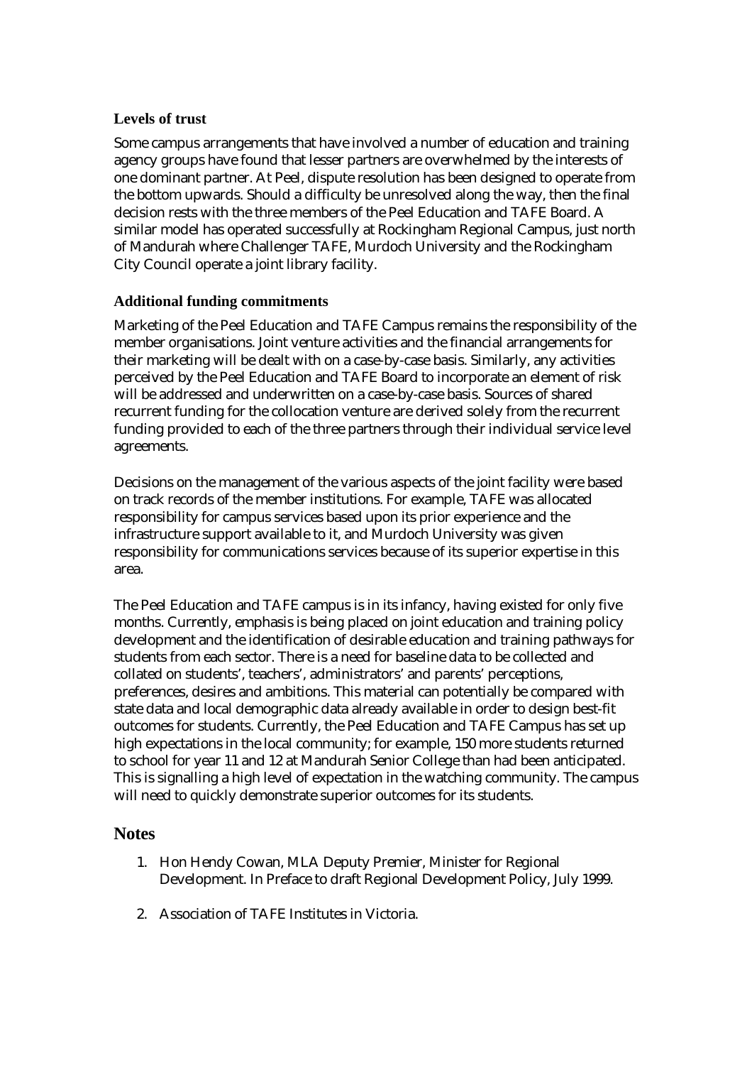### Levels of trust

Some campus arrangements that have involved a number of education and training agency groups have found that lesser partners are overwhelmed by the interests of one dominant partner. At Peel, dispute resolution has been designed to operate from the bottom upwards. Should a difficulty be unresolved along the way, then the final decision rests with the three members of the Peel Education and TAFE Board. A similar model has operated successfully at Rockingham Regional Campus, just north of Mandurah where Challenger TAFE, Murdoch University and the Rockingham City Council operate a joint library facility.

### Additional funding commitments

Marketing of the Peel Education and TAFE Campus remains the responsibility of the member organisations. Joint venture activities and the financial arrangements for their marketing will be dealt with on a case-by-case basis. Similarly, any activities perceived by the Peel Education and TAFE Board to incorporate an element of risk will be addressed and underwritten on a case-by-case basis. Sources of shared recurrent funding for the collocation venture are derived solely from the recurrent funding provided to each of the three partners through their individual service level agreements.

Decisions on the management of the various aspects of the joint facility were based on track records of the member institutions. For example, TAFE was allocated responsibility for campus services based upon its prior experience and the infrastructure support available to it, and Murdoch University was given responsibility for communications services because of its superior expertise in this area.

The Peel Education and TAFE campus is in its infancy, having existed for only five months. Currently, emphasis is being placed on joint education and training policy development and the identification of desirable education and training pathways for students from each sector. There is a need for baseline data to be collected and collated on students', teachers', administrators' and parents' perceptions, preferences, desires and ambitions. This material can potentially be compared with state data and local demographic data already available in order to design best-fit outcomes for students. Currently, the Peel Education and TAFE Campus has set up high expectations in the local community; for example, 150 more students returned to school for year 11 and 12 at Mandurah Senior College than had been anticipated. This is signalling a high level of expectation in the watching community. The campus will need to quickly demonstrate superior outcomes for its students.

## Notes

1. Hon Hendy Cowan, MLA Deputy Premier, Minister for Regional Development. In Preface to draft Regional Development Policy, July 1999.

2. Association of TAFE Institutes in Victoria.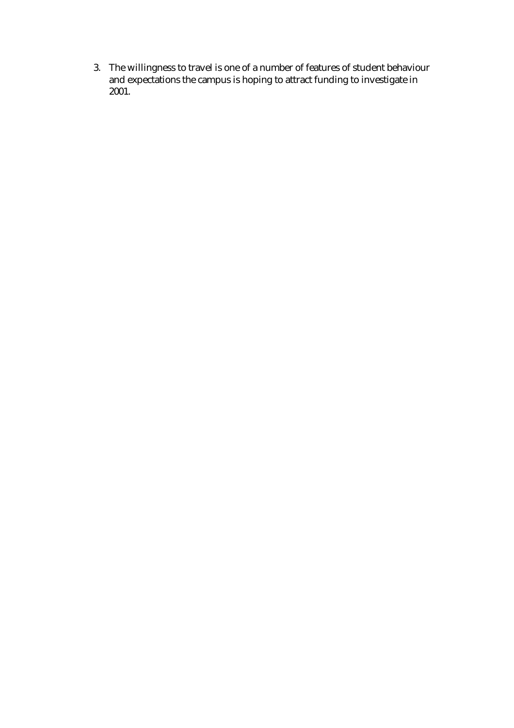3. The willingness to travel is one of a number of features of student behaviour and expectations the campus is hoping to attract funding to investigate in 2001.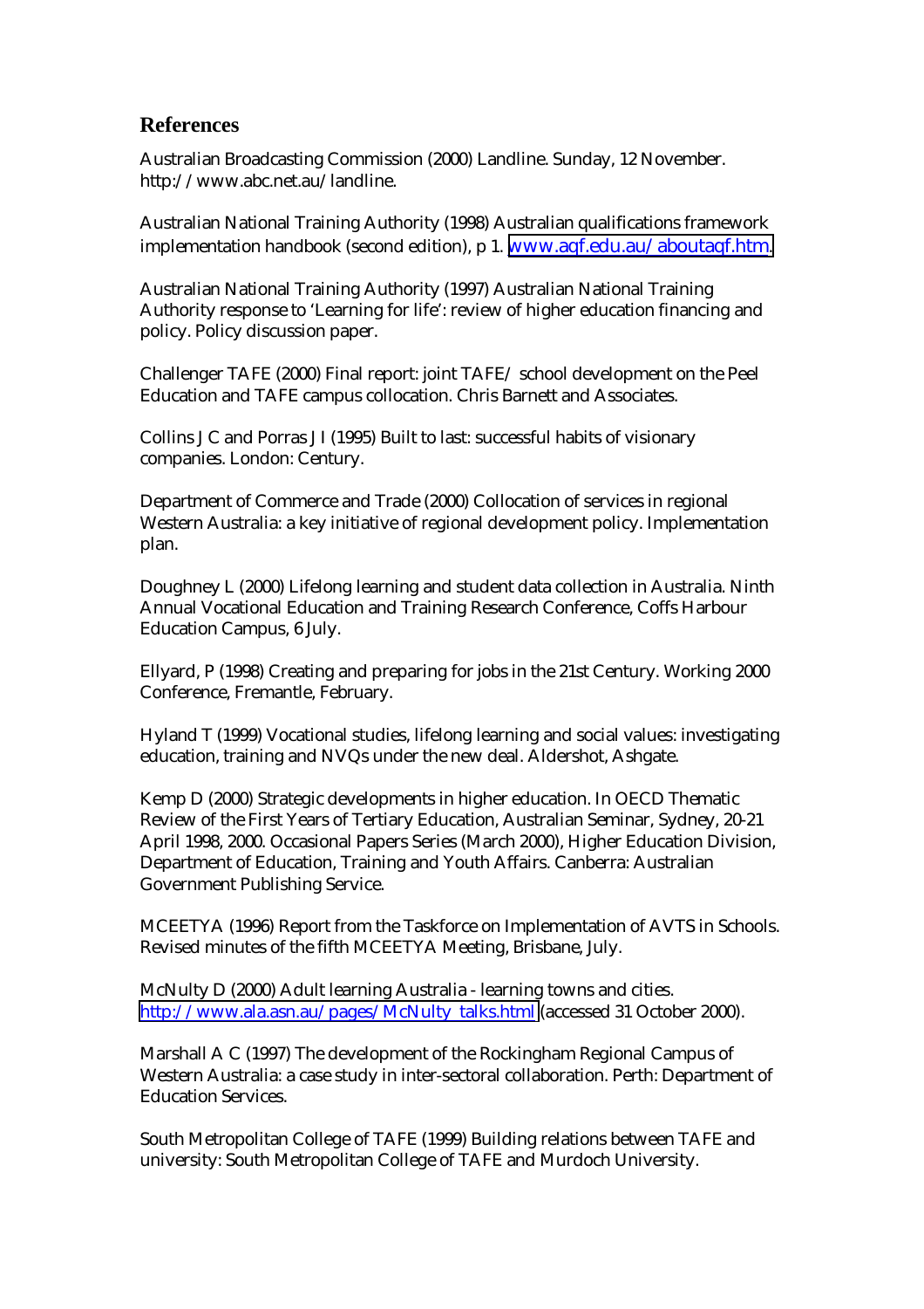## References

Australian Broadcasting Commission (2000) Landline. Sunday, 12 November. http://www.abc.net.au/landline.

Australian National Training Authority (1998) Australian qualifications framework implementation handbook (second edition), p 1. www.aqf.edu.au/aboutaqf.htm.

Australian National Training Authority (1997) Australian National Training Authority response to 'Learning for life': review of higher education financing and policy. Policy discussion paper.

Challenger TAFE (2000) Final report: joint TAFE/ school development on the Peel Education and TAFE campus collocation. Chris Barnett and Associates.

Collins J C and Porras J I (1995) Built to last: successful habits of visionary companies. London: Century.

Department of Commerce and Trade (2000) Collocation of services in regional Western Australia: a key initiative of regional development policy. Implementation plan.

Doughney L (2000) Lifelong learning and student data collection in Australia. Ninth Annual Vocational Education and Training Research Conference, Coffs Harbour Education Campus, 6 July.

Ellyard, P (1998) Creating and preparing for jobs in the 21st Century. Working 2000 Conference, Fremantle, February.

Hyland T (1999) Vocational studies, lifelong learning and social values: investigating education, training and NVQs under the new deal. Aldershot, Ashgate.

Kemp D (2000) Strategic developments in higher education. In OECD Thematic Review of the First Years of Tertiary Education, Australian Seminar, Sydney, 20-21 April 1998, 2000. Occasional Papers Series (March 2000), Higher Education Division, Department of Education, Training and Youth Affairs. Canberra: Australian Government Publishing Service.

MCEETYA (1996) Report from the Taskforce on Implementation of AVTS in Schools. Revised minutes of the fifth MCEETYA Meeting, Brisbane, July.

McNulty D (2000) Adult learning Australia - learning towns and cities. http://www.ala.asn.au/pages/McNulty_talks.html (accessed 31 October 2000).

Marshall A C (1997) The development of the Rockingham Regional Campus of Western Australia: a case study in inter-sectoral collaboration. Perth: Department of Education Services.

South Metropolitan College of TAFE (1999) Building relations between TAFE and university: South Metropolitan College of TAFE and Murdoch University.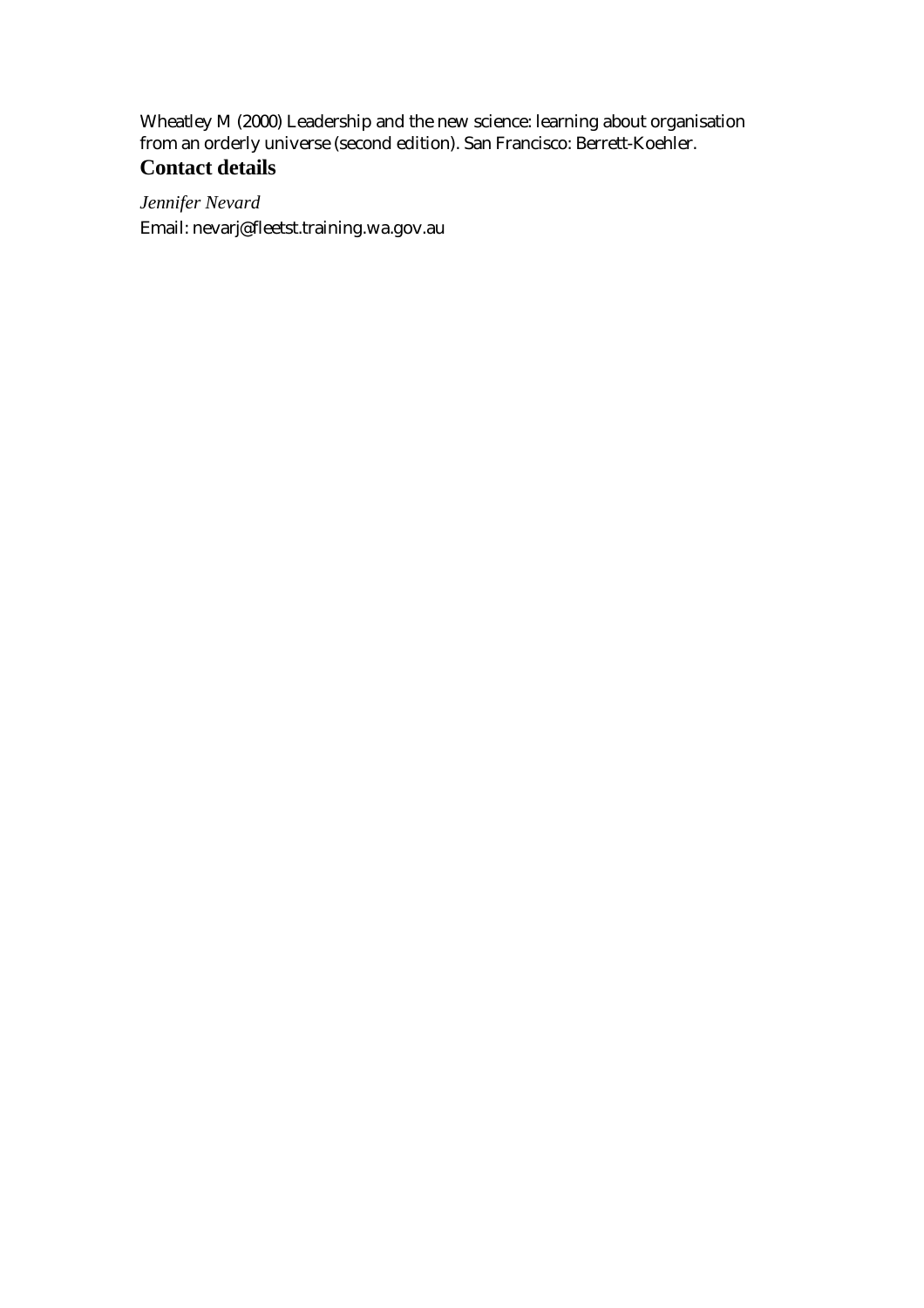Wheatley M (2000) Leadership and the new science: learning about organisation from an orderly universe (second edition). San Francisco: Berrett-Koehler.

## Contact details

*Jennifer Nevard*

Email: nevarj@fleetst.training.wa.gov.au